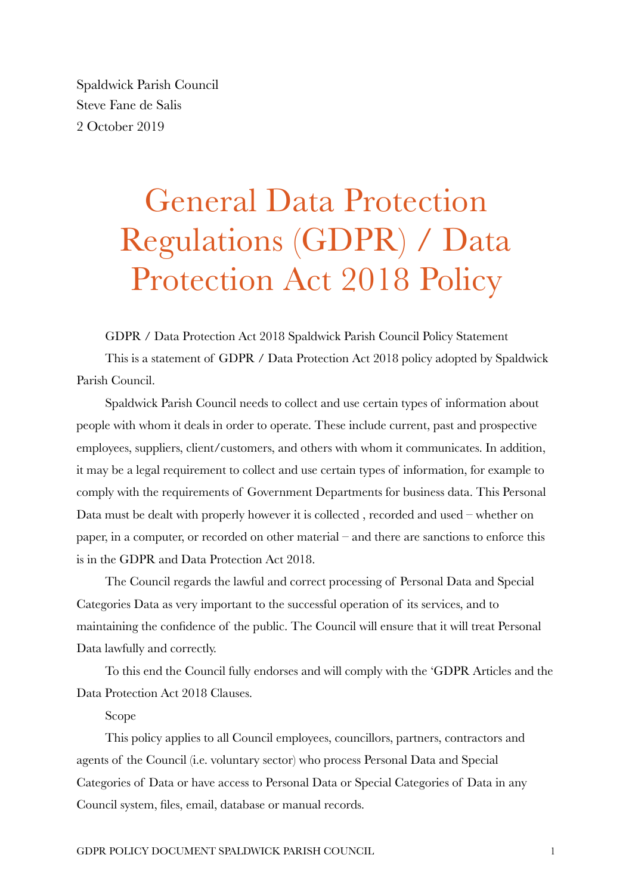Spaldwick Parish Council
Steve Fane de Salis
2 October 2019

# General Data Protection Regulations (GDPR) / Data Protection Act 2018 Policy

GDPR / Data Protection Act 2018 Spaldwick Parish Council Policy Statement

This is a statement of GDPR / Data Protection Act 2018 policy adopted by Spaldwick Parish Council.

Spaldwick Parish Council needs to collect and use certain types of information about people with whom it deals in order to operate. These include current, past and prospective employees, suppliers, client/customers, and others with whom it communicates. In addition, it may be a legal requirement to collect and use certain types of information, for example to comply with the requirements of Government Departments for business data. This Personal Data must be dealt with properly however it is collected , recorded and used – whether on paper, in a computer, or recorded on other material – and there are sanctions to enforce this is in the GDPR and Data Protection Act 2018.

The Council regards the lawful and correct processing of Personal Data and Special Categories Data as very important to the successful operation of its services, and to maintaining the confidence of the public. The Council will ensure that it will treat Personal Data lawfully and correctly.

To this end the Council fully endorses and will comply with the 'GDPR Articles and the Data Protection Act 2018 Clauses.

Scope

This policy applies to all Council employees, councillors, partners, contractors and agents of the Council (i.e. voluntary sector) who process Personal Data and Special Categories of Data or have access to Personal Data or Special Categories of Data in any Council system, files, email, database or manual records.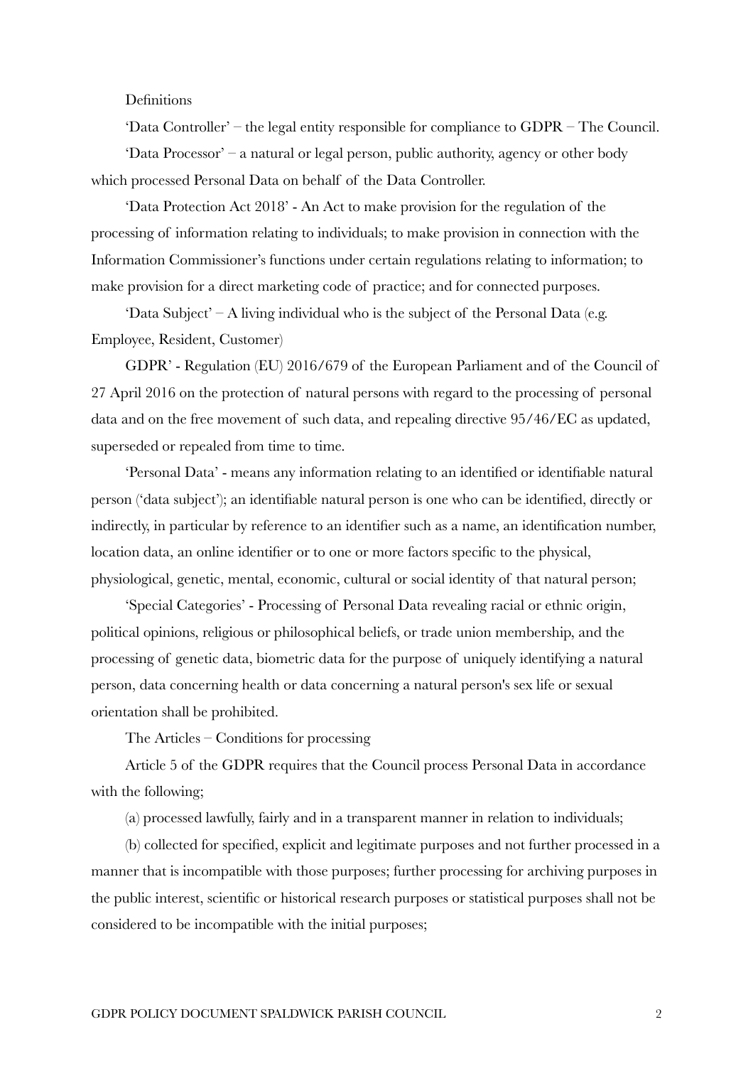Definitions

'Data Controller' – the legal entity responsible for compliance to GDPR – The Council.

'Data Processor' – a natural or legal person, public authority, agency or other body which processed Personal Data on behalf of the Data Controller.

'Data Protection Act 2018' - An Act to make provision for the regulation of the processing of information relating to individuals; to make provision in connection with the Information Commissioner's functions under certain regulations relating to information; to make provision for a direct marketing code of practice; and for connected purposes.

'Data Subject' – A living individual who is the subject of the Personal Data (e.g. Employee, Resident, Customer)

GDPR' - Regulation (EU) 2016/679 of the European Parliament and of the Council of 27 April 2016 on the protection of natural persons with regard to the processing of personal data and on the free movement of such data, and repealing directive 95/46/EC as updated, superseded or repealed from time to time.

'Personal Data' - means any information relating to an identified or identifiable natural person ('data subject'); an identifiable natural person is one who can be identified, directly or indirectly, in particular by reference to an identifier such as a name, an identification number, location data, an online identifier or to one or more factors specific to the physical, physiological, genetic, mental, economic, cultural or social identity of that natural person;

'Special Categories' - Processing of Personal Data revealing racial or ethnic origin, political opinions, religious or philosophical beliefs, or trade union membership, and the processing of genetic data, biometric data for the purpose of uniquely identifying a natural person, data concerning health or data concerning a natural person's sex life or sexual orientation shall be prohibited.

The Articles – Conditions for processing

Article 5 of the GDPR requires that the Council process Personal Data in accordance with the following;

(a) processed lawfully, fairly and in a transparent manner in relation to individuals;

(b) collected for specified, explicit and legitimate purposes and not further processed in a manner that is incompatible with those purposes; further processing for archiving purposes in the public interest, scientific or historical research purposes or statistical purposes shall not be considered to be incompatible with the initial purposes;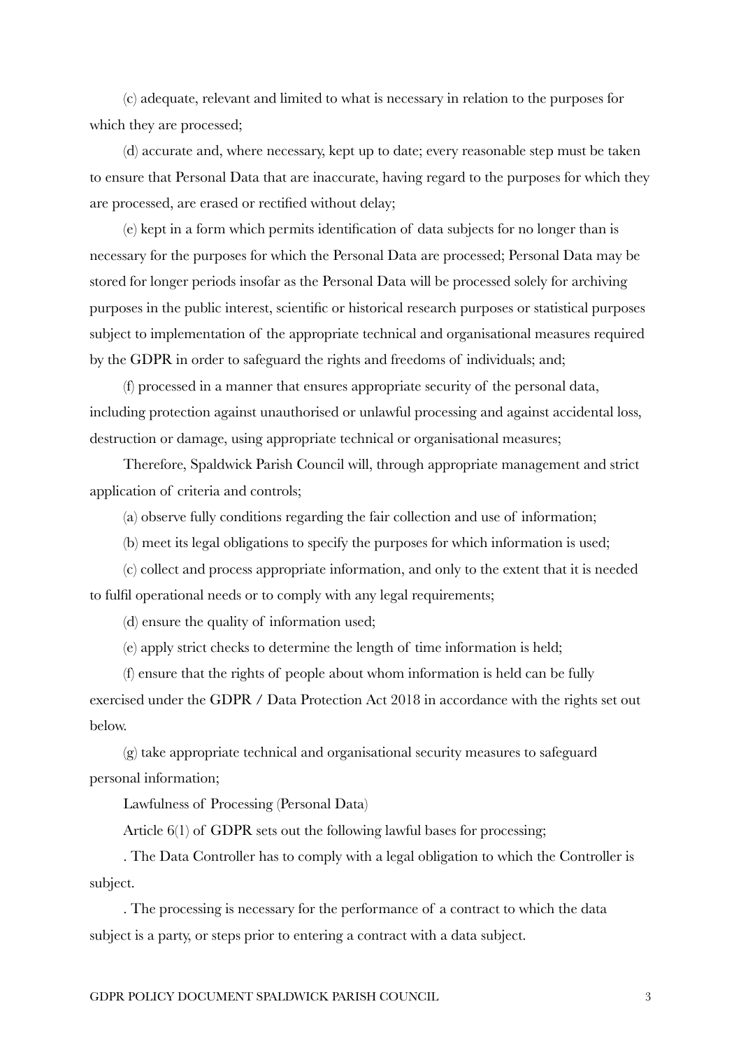(c) adequate, relevant and limited to what is necessary in relation to the purposes for which they are processed;

(d) accurate and, where necessary, kept up to date; every reasonable step must be taken to ensure that Personal Data that are inaccurate, having regard to the purposes for which they are processed, are erased or rectified without delay;

(e) kept in a form which permits identification of data subjects for no longer than is necessary for the purposes for which the Personal Data are processed; Personal Data may be stored for longer periods insofar as the Personal Data will be processed solely for archiving purposes in the public interest, scientific or historical research purposes or statistical purposes subject to implementation of the appropriate technical and organisational measures required by the GDPR in order to safeguard the rights and freedoms of individuals; and;

(f) processed in a manner that ensures appropriate security of the personal data, including protection against unauthorised or unlawful processing and against accidental loss, destruction or damage, using appropriate technical or organisational measures;

Therefore, Spaldwick Parish Council will, through appropriate management and strict application of criteria and controls;

(a) observe fully conditions regarding the fair collection and use of information;

(b) meet its legal obligations to specify the purposes for which information is used;

(c) collect and process appropriate information, and only to the extent that it is needed to fulfil operational needs or to comply with any legal requirements;

(d) ensure the quality of information used;

(e) apply strict checks to determine the length of time information is held;

(f) ensure that the rights of people about whom information is held can be fully exercised under the GDPR / Data Protection Act 2018 in accordance with the rights set out below.

(g) take appropriate technical and organisational security measures to safeguard personal information;

Lawfulness of Processing (Personal Data)

Article 6(1) of GDPR sets out the following lawful bases for processing;

. The Data Controller has to comply with a legal obligation to which the Controller is subject.

. The processing is necessary for the performance of a contract to which the data subject is a party, or steps prior to entering a contract with a data subject.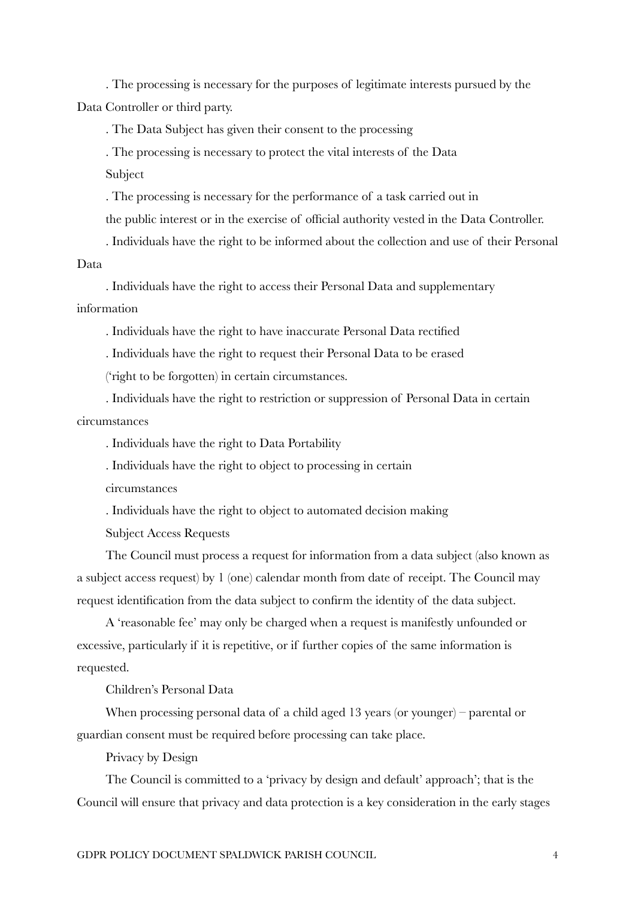. The processing is necessary for the purposes of legitimate interests pursued by the Data Controller or third party.

. The Data Subject has given their consent to the processing

. The processing is necessary to protect the vital interests of the Data Subject

. The processing is necessary for the performance of a task carried out in the public interest or in the exercise of official authority vested in the Data Controller.

. Individuals have the right to be informed about the collection and use of their Personal Data

. Individuals have the right to access their Personal Data and supplementary information

. Individuals have the right to have inaccurate Personal Data rectified

. Individuals have the right to request their Personal Data to be erased ('right to be forgotten) in certain circumstances.

. Individuals have the right to restriction or suppression of Personal Data in certain circumstances

. Individuals have the right to Data Portability

. Individuals have the right to object to processing in certain circumstances

. Individuals have the right to object to automated decision making

Subject Access Requests

The Council must process a request for information from a data subject (also known as a subject access request) by 1 (one) calendar month from date of receipt. The Council may request identification from the data subject to confirm the identity of the data subject.

A 'reasonable fee' may only be charged when a request is manifestly unfounded or excessive, particularly if it is repetitive, or if further copies of the same information is requested.

Children's Personal Data

When processing personal data of a child aged 13 years (or younger) – parental or guardian consent must be required before processing can take place.

Privacy by Design

The Council is committed to a 'privacy by design and default' approach'; that is the Council will ensure that privacy and data protection is a key consideration in the early stages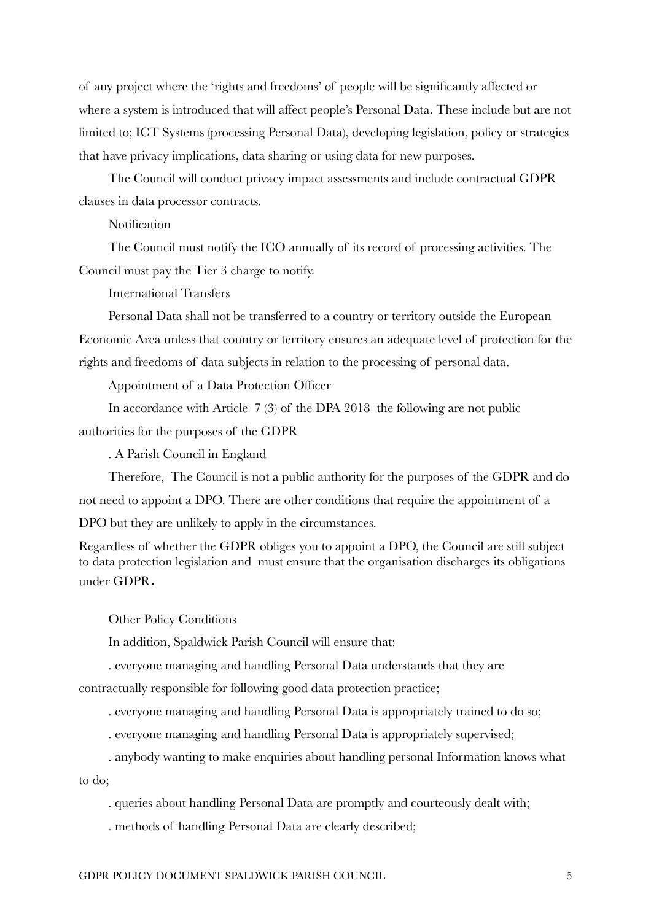of any project where the 'rights and freedoms' of people will be significantly affected or where a system is introduced that will affect people's Personal Data. These include but are not limited to; ICT Systems (processing Personal Data), developing legislation, policy or strategies that have privacy implications, data sharing or using data for new purposes.

The Council will conduct privacy impact assessments and include contractual GDPR clauses in data processor contracts.

## Notification

The Council must notify the ICO annually of its record of processing activities. The Council must pay the Tier 3 charge to notify.

## International Transfers

Personal Data shall not be transferred to a country or territory outside the European Economic Area unless that country or territory ensures an adequate level of protection for the rights and freedoms of data subjects in relation to the processing of personal data.

## Appointment of a Data Protection Officer

In accordance with Article 7 (3) of the DPA 2018 the following are not public authorities for the purposes of the GDPR

. A Parish Council in England

Therefore, The Council is not a public authority for the purposes of the GDPR and do not need to appoint a DPO. There are other conditions that require the appointment of a DPO but they are unlikely to apply in the circumstances.

Regardless of whether the GDPR obliges you to appoint a DPO, the Council are still subject to data protection legislation and must ensure that the organisation discharges its obligations under GDPR**.**

## Other Policy Conditions

In addition, Spaldwick Parish Council will ensure that:

. everyone managing and handling Personal Data understands that they are contractually responsible for following good data protection practice;

. everyone managing and handling Personal Data is appropriately trained to do so;

. everyone managing and handling Personal Data is appropriately supervised;

. anybody wanting to make enquiries about handling personal Information knows what to do;

. queries about handling Personal Data are promptly and courteously dealt with;

. methods of handling Personal Data are clearly described;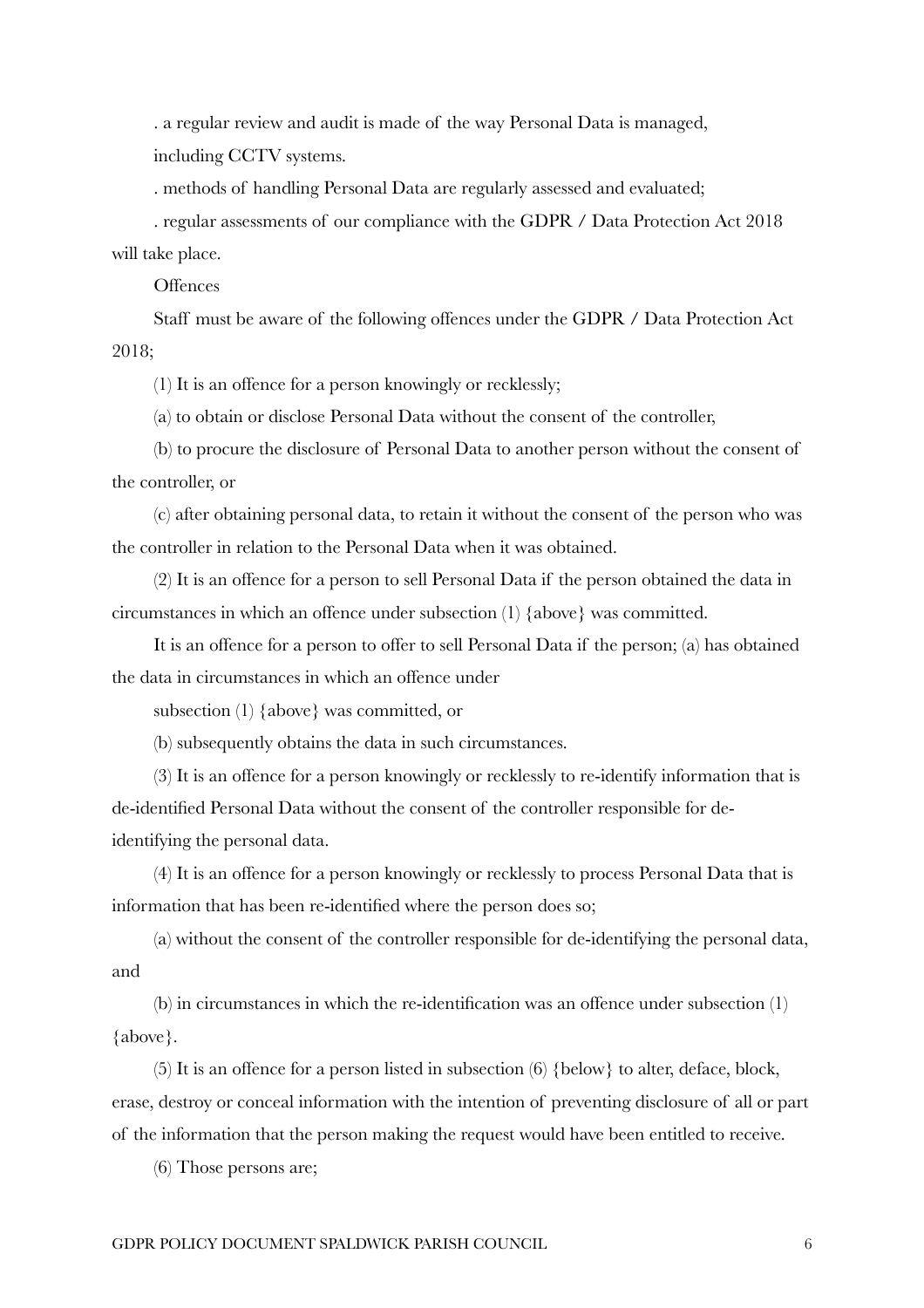. a regular review and audit is made of the way Personal Data is managed, including CCTV systems.

. methods of handling Personal Data are regularly assessed and evaluated;

. regular assessments of our compliance with the GDPR / Data Protection Act 2018 will take place.

Offences

Staff must be aware of the following offences under the GDPR / Data Protection Act 2018;

(1) It is an offence for a person knowingly or recklessly;

(a) to obtain or disclose Personal Data without the consent of the controller,

(b) to procure the disclosure of Personal Data to another person without the consent of the controller, or

(c) after obtaining personal data, to retain it without the consent of the person who was the controller in relation to the Personal Data when it was obtained.

(2) It is an offence for a person to sell Personal Data if the person obtained the data in circumstances in which an offence under subsection (1) {above} was committed.

It is an offence for a person to offer to sell Personal Data if the person; (a) has obtained the data in circumstances in which an offence under

subsection (1) {above} was committed, or

(b) subsequently obtains the data in such circumstances.

(3) It is an offence for a person knowingly or recklessly to re-identify information that is de-identified Personal Data without the consent of the controller responsible for de-identifying the personal data.

(4) It is an offence for a person knowingly or recklessly to process Personal Data that is information that has been re-identified where the person does so;

(a) without the consent of the controller responsible for de-identifying the personal data, and

(b) in circumstances in which the re-identification was an offence under subsection (1) {above}.

(5) It is an offence for a person listed in subsection (6) {below} to alter, deface, block, erase, destroy or conceal information with the intention of preventing disclosure of all or part of the information that the person making the request would have been entitled to receive.

(6) Those persons are;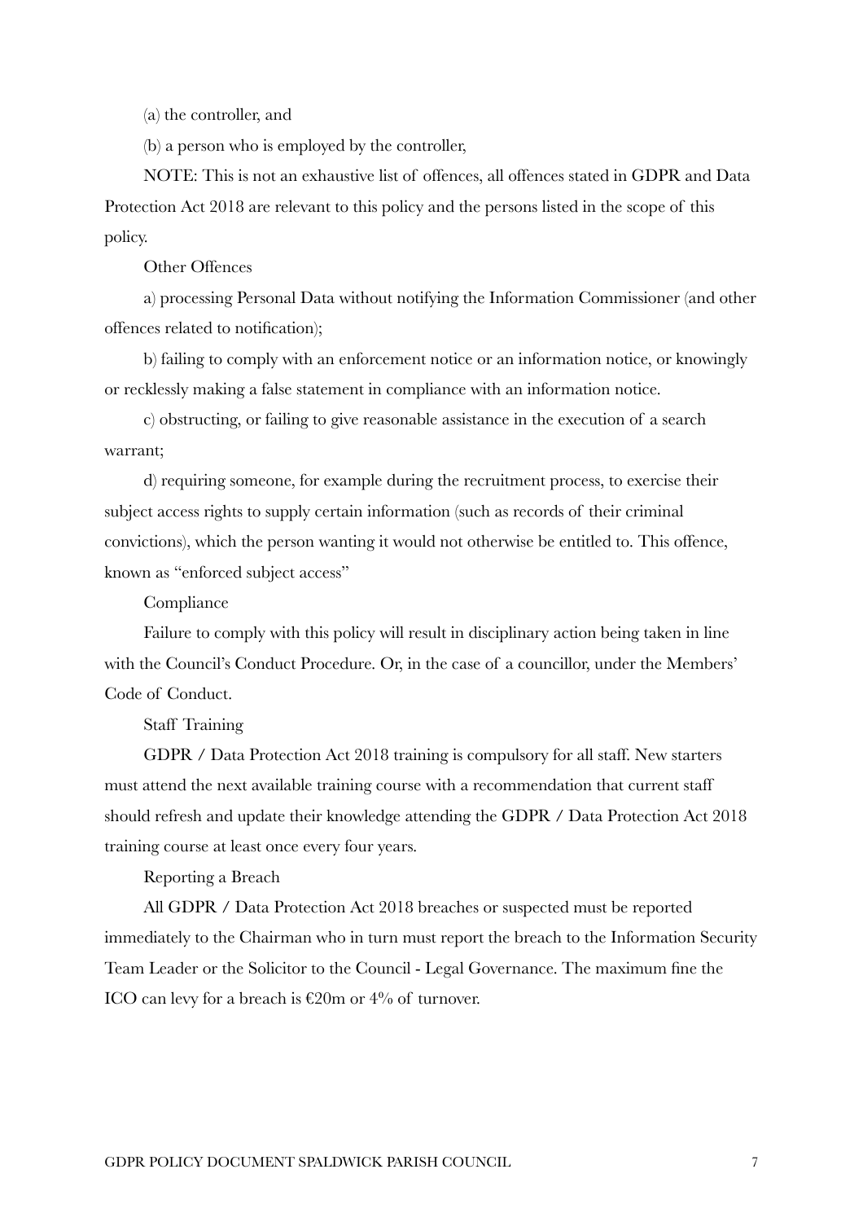(a) the controller, and

(b) a person who is employed by the controller,

NOTE: This is not an exhaustive list of offences, all offences stated in GDPR and Data Protection Act 2018 are relevant to this policy and the persons listed in the scope of this policy.

## Other Offences

a) processing Personal Data without notifying the Information Commissioner (and other offences related to notification);

b) failing to comply with an enforcement notice or an information notice, or knowingly or recklessly making a false statement in compliance with an information notice.

c) obstructing, or failing to give reasonable assistance in the execution of a search warrant;

d) requiring someone, for example during the recruitment process, to exercise their subject access rights to supply certain information (such as records of their criminal convictions), which the person wanting it would not otherwise be entitled to. This offence, known as "enforced subject access"

## Compliance

Failure to comply with this policy will result in disciplinary action being taken in line with the Council's Conduct Procedure. Or, in the case of a councillor, under the Members' Code of Conduct.

## Staff Training

GDPR / Data Protection Act 2018 training is compulsory for all staff. New starters must attend the next available training course with a recommendation that current staff should refresh and update their knowledge attending the GDPR / Data Protection Act 2018 training course at least once every four years.

## Reporting a Breach

All GDPR / Data Protection Act 2018 breaches or suspected must be reported immediately to the Chairman who in turn must report the breach to the Information Security Team Leader or the Solicitor to the Council - Legal Governance. The maximum fine the ICO can levy for a breach is €20m or 4% of turnover.